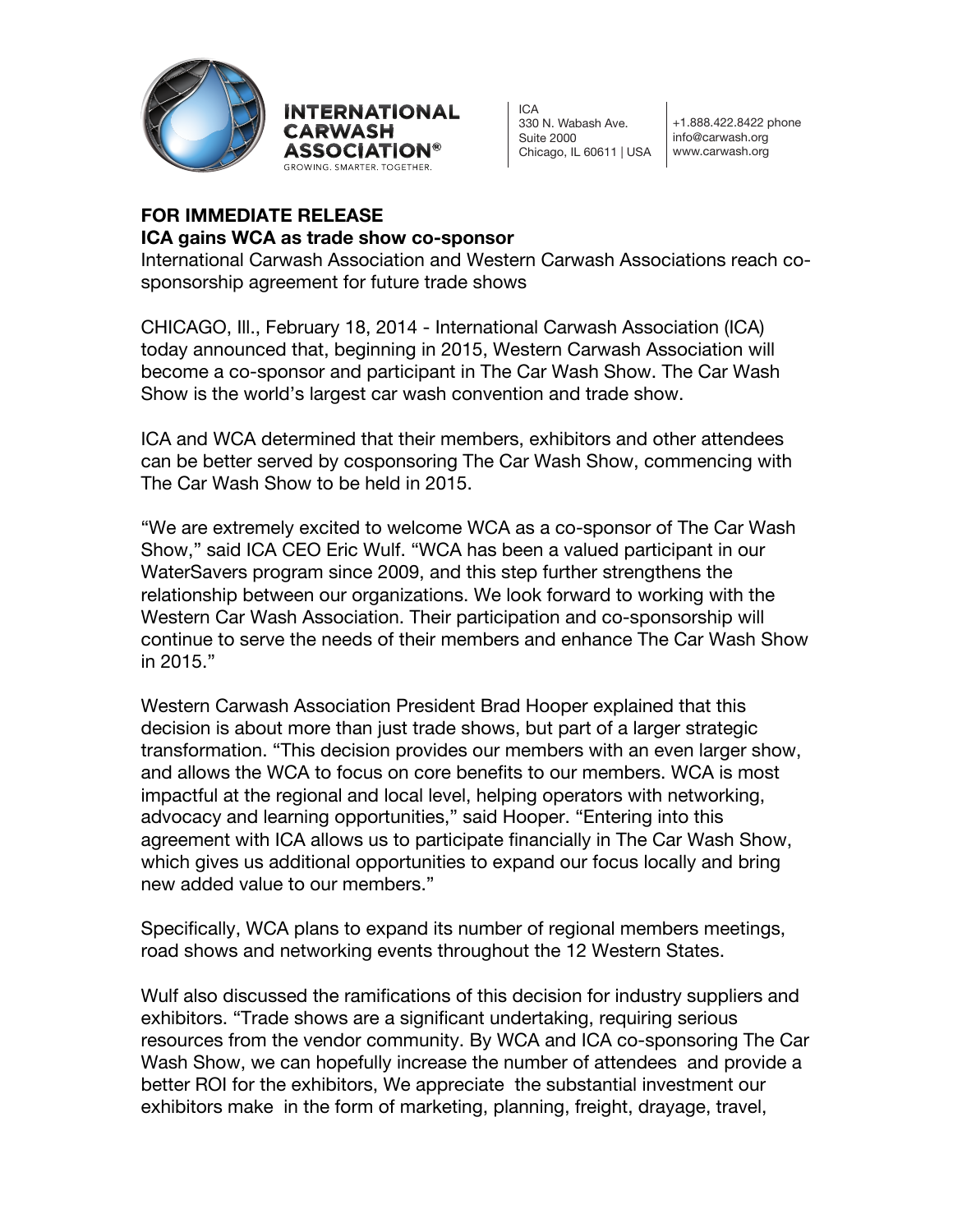**INTERNATIONAL CARWASH ASSOCIATION®**
GROWING. SMARTER. TOGETHER.

ICA
330 N. Wabash Ave.
Suite 2000
Chicago, IL 60611 | USA

+1.888.422.8422 phone
info@carwash.org
www.carwash.org

**FOR IMMEDIATE RELEASE**

**ICA gains WCA as trade show co-sponsor**

International Carwash Association and Western Carwash Associations reach co-sponsorship agreement for future trade shows

CHICAGO, Ill., February 18, 2014 - International Carwash Association (ICA) today announced that, beginning in 2015, Western Carwash Association will become a co-sponsor and participant in The Car Wash Show. The Car Wash Show is the world's largest car wash convention and trade show.

ICA and WCA determined that their members, exhibitors and other attendees can be better served by cosponsoring The Car Wash Show, commencing with The Car Wash Show to be held in 2015.

"We are extremely excited to welcome WCA as a co-sponsor of The Car Wash Show," said ICA CEO Eric Wulf. "WCA has been a valued participant in our WaterSavers program since 2009, and this step further strengthens the relationship between our organizations. We look forward to working with the Western Car Wash Association. Their participation and co-sponsorship will continue to serve the needs of their members and enhance The Car Wash Show in 2015."

Western Carwash Association President Brad Hooper explained that this decision is about more than just trade shows, but part of a larger strategic transformation. "This decision provides our members with an even larger show, and allows the WCA to focus on core benefits to our members. WCA is most impactful at the regional and local level, helping operators with networking, advocacy and learning opportunities," said Hooper. "Entering into this agreement with ICA allows us to participate financially in The Car Wash Show, which gives us additional opportunities to expand our focus locally and bring new added value to our members."

Specifically, WCA plans to expand its number of regional members meetings, road shows and networking events throughout the 12 Western States.

Wulf also discussed the ramifications of this decision for industry suppliers and exhibitors. "Trade shows are a significant undertaking, requiring serious resources from the vendor community. By WCA and ICA co-sponsoring The Car Wash Show, we can hopefully increase the number of attendees and provide a better ROI for the exhibitors, We appreciate the substantial investment our exhibitors make in the form of marketing, planning, freight, drayage, travel,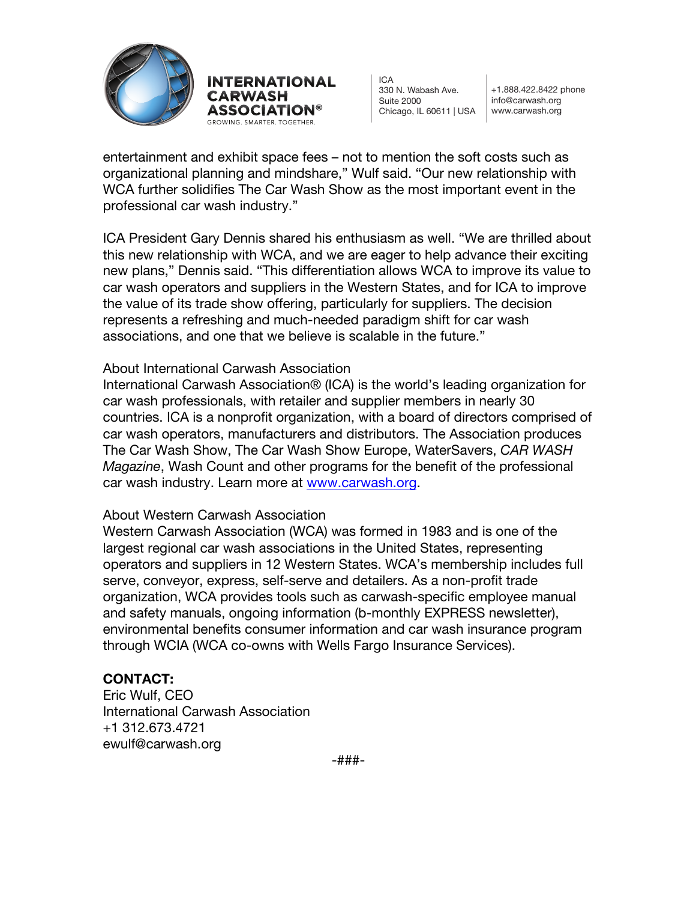entertainment and exhibit space fees – not to mention the soft costs such as organizational planning and mindshare," Wulf said. "Our new relationship with WCA further solidifies The Car Wash Show as the most important event in the professional car wash industry."

ICA President Gary Dennis shared his enthusiasm as well. "We are thrilled about this new relationship with WCA, and we are eager to help advance their exciting new plans," Dennis said. "This differentiation allows WCA to improve its value to car wash operators and suppliers in the Western States, and for ICA to improve the value of its trade show offering, particularly for suppliers. The decision represents a refreshing and much-needed paradigm shift for car wash associations, and one that we believe is scalable in the future."

About International Carwash Association
International Carwash Association® (ICA) is the world's leading organization for car wash professionals, with retailer and supplier members in nearly 30 countries. ICA is a nonprofit organization, with a board of directors comprised of car wash operators, manufacturers and distributors. The Association produces The Car Wash Show, The Car Wash Show Europe, WaterSavers, *CAR WASH Magazine*, Wash Count and other programs for the benefit of the professional car wash industry. Learn more at www.carwash.org.

About Western Carwash Association
Western Carwash Association (WCA) was formed in 1983 and is one of the largest regional car wash associations in the United States, representing operators and suppliers in 12 Western States. WCA's membership includes full serve, conveyor, express, self-serve and detailers. As a non-profit trade organization, WCA provides tools such as carwash-specific employee manual and safety manuals, ongoing information (b-monthly EXPRESS newsletter), environmental benefits consumer information and car wash insurance program through WCIA (WCA co-owns with Wells Fargo Insurance Services).

**CONTACT:**
Eric Wulf, CEO
International Carwash Association
+1 312.673.4721
ewulf@carwash.org

-###-